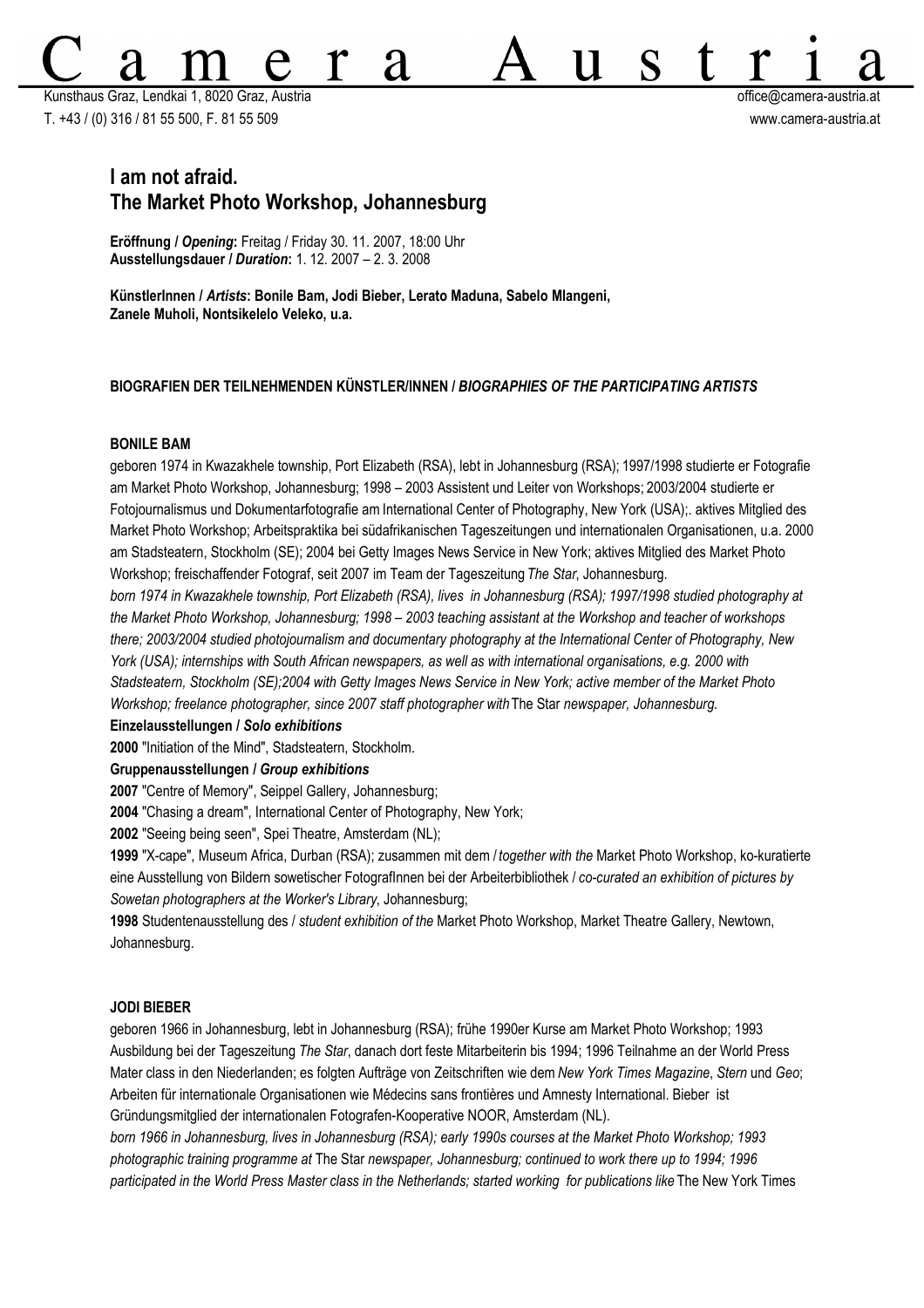# Camera Austria

Kunsthaus Graz, Lendkai 1, 8020 Graz, Austria
T. +43 / (0) 316 / 81 55 500, F. 81 55 509

office@camera-austria.at
www.camera-austria.at

## I am not afraid.
## The Market Photo Workshop, Johannesburg

**Eröffnung / *Opening*:** Freitag / Friday 30. 11. 2007, 18:00 Uhr
**Ausstellungsdauer / *Duration*:** 1. 12. 2007 – 2. 3. 2008

**KünstlerInnen / *Artists*: Bonile Bam, Jodi Bieber, Lerato Maduna, Sabelo Mlangeni, Zanele Muholi, Nontsikelelo Veleko, u.a.**

### BIOGRAFIEN DER TEILNEHMENDEN KÜNSTLER/INNEN / *BIOGRAPHIES OF THE PARTICIPATING ARTISTS*

#### BONILE BAM

geboren 1974 in Kwazakhele township, Port Elizabeth (RSA), lebt in Johannesburg (RSA); 1997/1998 studierte er Fotografie am Market Photo Workshop, Johannesburg; 1998 – 2003 Assistent und Leiter von Workshops; 2003/2004 studierte er Fotojournalismus und Dokumentarfotografie am International Center of Photography, New York (USA);. aktives Mitglied des Market Photo Workshop; Arbeitspraktika bei südafrikanischen Tageszeitungen und internationalen Organisationen, u.a. 2000 am Stadsteatern, Stockholm (SE); 2004 bei Getty Images News Service in New York; aktives Mitglied des Market Photo Workshop; freischaffender Fotograf, seit 2007 im Team der Tageszeitung *The Star*, Johannesburg.

*born 1974 in Kwazakhele township, Port Elizabeth (RSA), lives in Johannesburg (RSA); 1997/1998 studied photography at the Market Photo Workshop, Johannesburg; 1998 – 2003 teaching assistant at the Workshop and teacher of workshops there; 2003/2004 studied photojournalism and documentary photography at the International Center of Photography, New York (USA); internships with South African newspapers, as well as with international organisations, e.g. 2000 with Stadsteatern, Stockholm (SE);2004 with Getty Images News Service in New York; active member of the Market Photo Workshop; freelance photographer, since 2007 staff photographer with* The Star *newspaper, Johannesburg.*

**Einzelausstellungen / *Solo exhibitions***

**2000** "Initiation of the Mind", Stadsteatern, Stockholm.

**Gruppenausstellungen / *Group exhibitions***

**2007** "Centre of Memory", Seippel Gallery, Johannesburg;

**2004** "Chasing a dream", International Center of Photography, New York;

**2002** "Seeing being seen", Spei Theatre, Amsterdam (NL);

**1999** "X-cape", Museum Africa, Durban (RSA); zusammen mit dem / *together with the* Market Photo Workshop, ko-kuratierte eine Ausstellung von Bildern sowetischer FotografInnen bei der Arbeiterbibliothek / *co-curated an exhibition of pictures by Sowetan photographers at the Worker's Library*, Johannesburg;

**1998** Studentenausstellung des / *student exhibition of the* Market Photo Workshop, Market Theatre Gallery, Newtown, Johannesburg.

#### JODI BIEBER

geboren 1966 in Johannesburg, lebt in Johannesburg (RSA); frühe 1990er Kurse am Market Photo Workshop; 1993 Ausbildung bei der Tageszeitung *The Star*, danach dort feste Mitarbeiterin bis 1994; 1996 Teilnahme an der World Press Mater class in den Niederlanden; es folgten Aufträge von Zeitschriften wie dem *New York Times Magazine*, *Stern* und *Geo*; Arbeiten für internationale Organisationen wie Médecins sans frontières und Amnesty International. Bieber ist Gründungsmitglied der internationalen Fotografen-Kooperative NOOR, Amsterdam (NL).

*born 1966 in Johannesburg, lives in Johannesburg (RSA); early 1990s courses at the Market Photo Workshop; 1993 photographic training programme at* The Star *newspaper, Johannesburg; continued to work there up to 1994; 1996 participated in the World Press Master class in the Netherlands; started working for publications like* The New York Times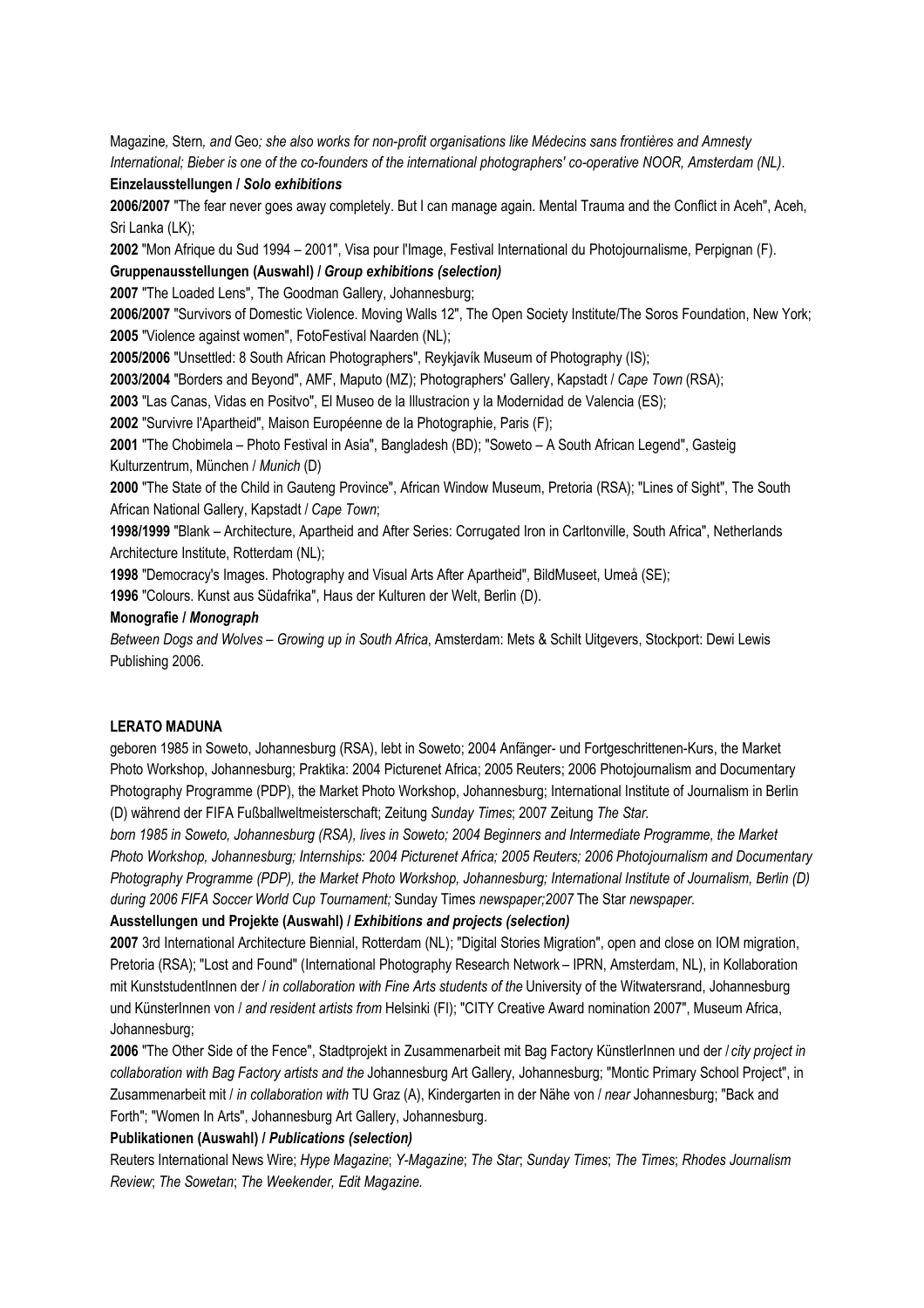Magazine, Stern, *and* Geo*; she also works for non-profit organisations like Médecins sans frontières and Amnesty International; Bieber is one of the co-founders of the international photographers' co-operative NOOR, Amsterdam (NL).*

**Einzelausstellungen /** ***Solo exhibitions***

**2006/2007** "The fear never goes away completely. But I can manage again. Mental Trauma and the Conflict in Aceh", Aceh, Sri Lanka (LK);

**2002** "Mon Afrique du Sud 1994 – 2001", Visa pour l'Image, Festival International du Photojournalisme, Perpignan (F).

**Gruppenausstellungen (Auswahl) /** ***Group exhibitions (selection)***

**2007** "The Loaded Lens", The Goodman Gallery, Johannesburg;

**2006/2007** "Survivors of Domestic Violence. Moving Walls 12", The Open Society Institute/The Soros Foundation, New York;

**2005** "Violence against women", FotoFestival Naarden (NL);

**2005/2006** "Unsettled: 8 South African Photographers", Reykjavík Museum of Photography (IS);

**2003/2004** "Borders and Beyond", AMF, Maputo (MZ); Photographers' Gallery, Kapstadt / *Cape Town* (RSA);

**2003** "Las Canas, Vidas en Positvo", El Museo de la Illustracion y la Modernidad de Valencia (ES);

**2002** "Survivre l'Apartheid", Maison Européenne de la Photographie, Paris (F);

**2001** "The Chobimela – Photo Festival in Asia", Bangladesh (BD); "Soweto – A South African Legend", Gasteig Kulturzentrum, München / *Munich* (D)

**2000** "The State of the Child in Gauteng Province", African Window Museum, Pretoria (RSA); "Lines of Sight", The South African National Gallery, Kapstadt / *Cape Town*;

**1998/1999** "Blank – Architecture, Apartheid and After Series: Corrugated Iron in Carltonville, South Africa", Netherlands Architecture Institute, Rotterdam (NL);

**1998** "Democracy's Images. Photography and Visual Arts After Apartheid", BildMuseet, Umeå (SE);

**1996** "Colours. Kunst aus Südafrika", Haus der Kulturen der Welt, Berlin (D).

**Monografie /** ***Monograph***

*Between Dogs and Wolves – Growing up in South Africa*, Amsterdam: Mets & Schilt Uitgevers, Stockport: Dewi Lewis Publishing 2006.

## LERATO MADUNA

geboren 1985 in Soweto, Johannesburg (RSA), lebt in Soweto; 2004 Anfänger- und Fortgeschrittenen-Kurs, the Market Photo Workshop, Johannesburg; Praktika: 2004 Picturenet Africa; 2005 Reuters; 2006 Photojournalism and Documentary Photography Programme (PDP), the Market Photo Workshop, Johannesburg; International Institute of Journalism in Berlin (D) während der FIFA Fußballweltmeisterschaft; Zeitung *Sunday Times*; 2007 Zeitung *The Star*.

*born 1985 in Soweto, Johannesburg (RSA), lives in Soweto; 2004 Beginners and Intermediate Programme, the Market Photo Workshop, Johannesburg; Internships: 2004 Picturenet Africa; 2005 Reuters; 2006 Photojournalism and Documentary Photography Programme (PDP), the Market Photo Workshop, Johannesburg; International Institute of Journalism, Berlin (D) during 2006 FIFA Soccer World Cup Tournament;* Sunday Times *newspaper;2007* The Star *newspaper.*

**Ausstellungen und Projekte (Auswahl) /** ***Exhibitions and projects (selection)***

**2007** 3rd International Architecture Biennial, Rotterdam (NL); "Digital Stories Migration", open and close on IOM migration, Pretoria (RSA); "Lost and Found" (International Photography Research Network – IPRN, Amsterdam, NL), in Kollaboration mit KunststudentInnen der / *in collaboration with Fine Arts students of the* University of the Witwatersrand, Johannesburg und KünsterInnen von / *and resident artists from* Helsinki (FI); "CITY Creative Award nomination 2007", Museum Africa, Johannesburg;

**2006** "The Other Side of the Fence", Stadtprojekt in Zusammenarbeit mit Bag Factory KünstlerInnen und der / *city project in collaboration with Bag Factory artists and the* Johannesburg Art Gallery, Johannesburg; "Montic Primary School Project", in Zusammenarbeit mit / *in collaboration with* TU Graz (A), Kindergarten in der Nähe von / *near* Johannesburg; "Back and Forth"; "Women In Arts", Johannesburg Art Gallery, Johannesburg.

**Publikationen (Auswahl) /** ***Publications (selection)***

Reuters International News Wire; *Hype Magazine*; *Y-Magazine*; *The Star*; *Sunday Times*; *The Times*; *Rhodes Journalism Review*; *The Sowetan*; *The Weekender, Edit Magazine.*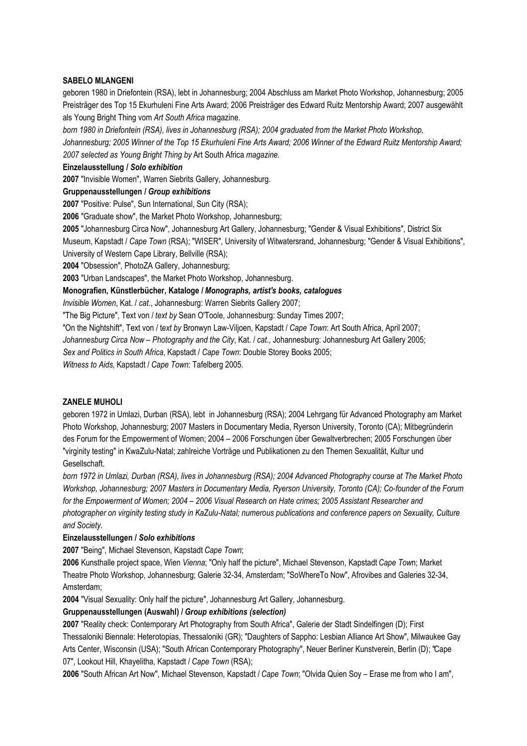**SABELO MLANGENI**

geboren 1980 in Driefontein (RSA), lebt in Johannesburg; 2004 Abschluss am Market Photo Workshop, Johannesburg; 2005 Preisträger des Top 15 Ekurhuleni Fine Arts Award; 2006 Preisträger des Edward Ruitz Mentorship Award; 2007 ausgewählt als Young Bright Thing vom *Art South Africa* magazine.

*born 1980 in Driefontein (RSA), lives in Johannesburg (RSA); 2004 graduated from the Market Photo Workshop, Johannesburg; 2005 Winner of the Top 15 Ekurhuleni Fine Arts Award; 2006 Winner of the Edward Ruitz Mentorship Award; 2007 selected as Young Bright Thing by* Art South Africa *magazine.*

**Einzelausstellung /** ***Solo exhibition***

**2007** "Invisible Women", Warren Siebrits Gallery, Johannesburg.

**Gruppenausstellungen /** ***Group exhibitions***

**2007** "Positive: Pulse", Sun International, Sun City (RSA);

**2006** "Graduate show", the Market Photo Workshop, Johannesburg;

**2005** "Johannesburg Circa Now", Johannesburg Art Gallery, Johannesburg; "Gender & Visual Exhibitions", District Six Museum, Kapstadt / *Cape Town* (RSA); "WISER", University of Witwatersrand, Johannesburg; "Gender & Visual Exhibitions", University of Western Cape Library, Bellville (RSA);

**2004** "Obsession", PhotoZA Gallery, Johannesburg;

**2003** "Urban Landscapes", the Market Photo Workshop, Johannesburg.

**Monografien, Künstlerbücher, Kataloge /** ***Monographs, artist's books, catalogues***

*Invisible Women*, Kat. / *cat*., Johannesburg: Warren Siebrits Gallery 2007;

"The Big Picture", Text von / *text by* Sean O'Toole, Johannesburg: Sunday Times 2007;

"On the Nightshift", Text von / t*ext by* Bronwyn Law-Viljoen, Kapstadt / *Cape Town*: Art South Africa, April 2007;

*Johannesburg Circa Now – Photography and the City*, Kat. / *cat*., Johannesburg: Johannesburg Art Gallery 2005;

*Sex and Politics in South Africa*, Kapstadt / *Cape Town*: Double Storey Books 2005;

*Witness to Aids*, Kapstadt / *Cape Town*: Tafelberg 2005.

**ZANELE MUHOLI**

geboren 1972 in Umlazi, Durban (RSA), lebt in Johannesburg (RSA); 2004 Lehrgang für Advanced Photography am Market Photo Workshop, Johannesburg; 2007 Masters in Documentary Media, Ryerson University, Toronto (CA); Mitbegründerin des Forum for the Empowerment of Women; 2004 – 2006 Forschungen über Gewaltverbrechen; 2005 Forschungen über "virginity testing" in KwaZulu-Natal; zahlreiche Vorträge und Publikationen zu den Themen Sexualität, Kultur und Gesellschaft.

*born 1972 in Umlazi, Durban (RSA), lives in Johannesburg (RSA); 2004 Advanced Photography course at The Market Photo Workshop, Johannesburg; 2007 Masters in Documentary Media, Ryerson University, Toronto (CA); Co-founder of the Forum for the Empowerment of Women; 2004 – 2006 Visual Research on Hate crimes; 2005 Assistant Researcher and photographer on virginity testing study in KaZulu-Natal; numerous publications and conference papers on Sexuality, Culture and Society.*

**Einzelausstellungen /** ***Solo exhibitions***

**2007** "Being", Michael Stevenson, Kapstadt *Cape Town*;

**2006** Kunsthalle project space, Wien *Vienna*; "Only half the picture", Michael Stevenson, Kapstadt *Cape Town*; Market Theatre Photo Workshop, Johannesburg; Galerie 32-34, Amsterdam; "SoWhereTo Now", Afrovibes and Galeries 32-34, Amsterdam;

**2004** "Visual Sexuality: Only half the picture", Johannesburg Art Gallery, Johannesburg.

**Gruppenausstellungen (Auswahl) /** ***Group exhibitions (selection)***

**2007** "Reality check: Contemporary Art Photography from South Africa", Galerie der Stadt Sindelfingen (D); First Thessaloniki Biennale: Heterotopias, Thessaloniki (GR); "Daughters of Sappho: Lesbian Alliance Art Show", Milwaukee Gay Arts Center, Wisconsin (USA); "South African Contemporary Photography", Neuer Berliner Kunstverein, Berlin (D); "Cape 07", Lookout Hill, Khayelitha, Kapstadt / *Cape Town* (RSA);

**2006** "South African Art Now", Michael Stevenson, Kapstadt / *Cape Town*; "Olvida Quien Soy – Erase me from who I am",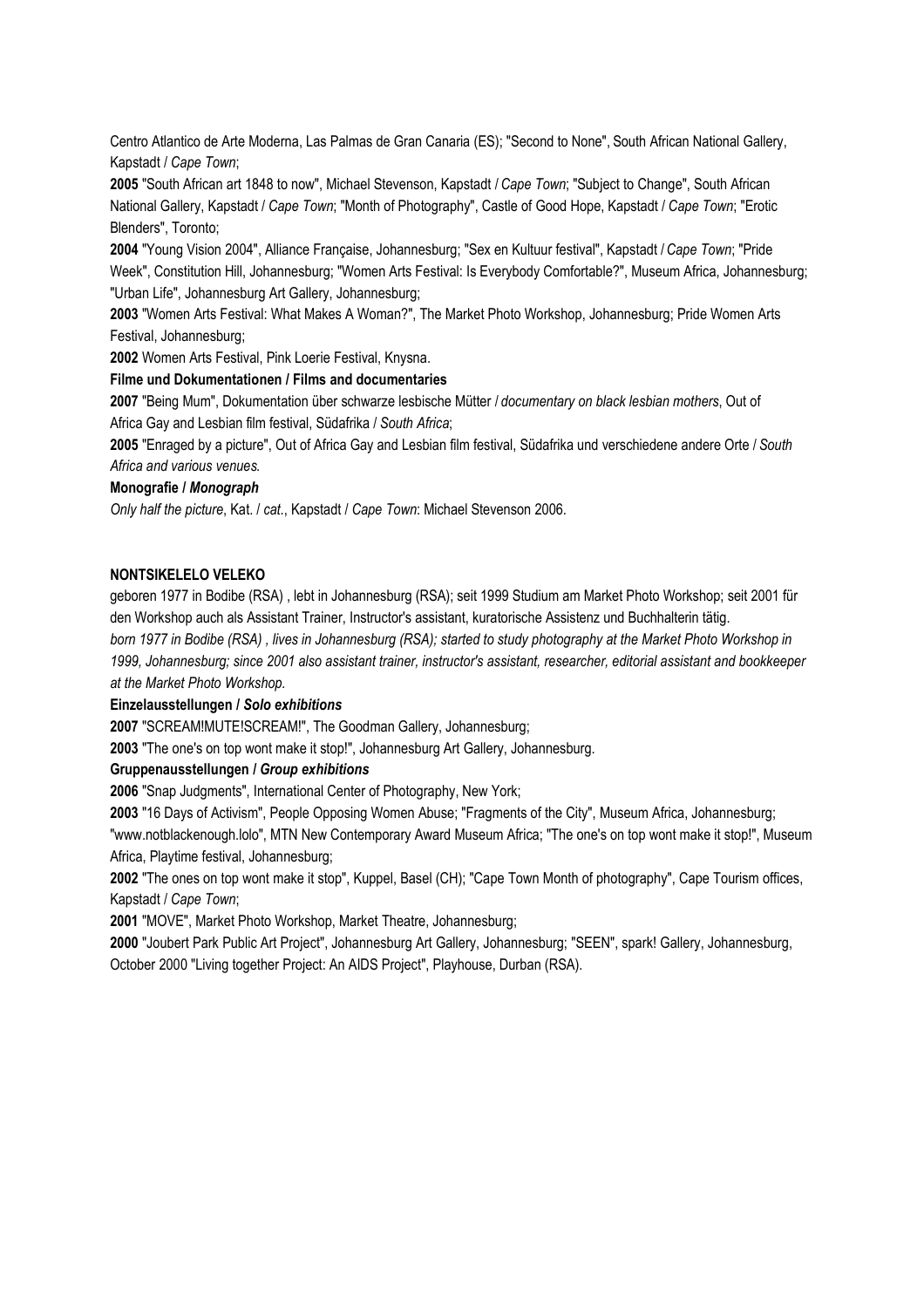Centro Atlantico de Arte Moderna, Las Palmas de Gran Canaria (ES); "Second to None", South African National Gallery, Kapstadt / *Cape Town*;

**2005** "South African art 1848 to now", Michael Stevenson, Kapstadt / *Cape Town*; "Subject to Change", South African National Gallery, Kapstadt / *Cape Town*; "Month of Photography", Castle of Good Hope, Kapstadt / *Cape Town*; "Erotic Blenders", Toronto;

**2004** "Young Vision 2004", Alliance Française, Johannesburg; "Sex en Kultuur festival", Kapstadt / *Cape Town*; "Pride Week", Constitution Hill, Johannesburg; "Women Arts Festival: Is Everybody Comfortable?", Museum Africa, Johannesburg; "Urban Life", Johannesburg Art Gallery, Johannesburg;

**2003** "Women Arts Festival: What Makes A Woman?", The Market Photo Workshop, Johannesburg; Pride Women Arts Festival, Johannesburg;

**2002** Women Arts Festival, Pink Loerie Festival, Knysna.

**Filme und Dokumentationen / Films and documentaries**

**2007** "Being Mum", Dokumentation über schwarze lesbische Mütter / *documentary on black lesbian mothers*, Out of Africa Gay and Lesbian film festival, Südafrika / *South Africa*;

**2005** "Enraged by a picture", Out of Africa Gay and Lesbian film festival, Südafrika und verschiedene andere Orte / *South Africa and various venues.*

**Monografie / *Monograph***

*Only half the picture*, Kat. / *cat.*, Kapstadt / *Cape Town*: Michael Stevenson 2006.

**NONTSIKELELO VELEKO**

geboren 1977 in Bodibe (RSA) , lebt in Johannesburg (RSA); seit 1999 Studium am Market Photo Workshop; seit 2001 für den Workshop auch als Assistant Trainer, Instructor's assistant, kuratorische Assistenz und Buchhalterin tätig.

*born 1977 in Bodibe (RSA) , lives in Johannesburg (RSA); started to study photography at the Market Photo Workshop in 1999, Johannesburg; since 2001 also assistant trainer, instructor's assistant, researcher, editorial assistant and bookkeeper at the Market Photo Workshop.*

**Einzelausstellungen / *Solo exhibitions***

**2007** "SCREAM!MUTE!SCREAM!", The Goodman Gallery, Johannesburg;

**2003** "The one's on top wont make it stop!", Johannesburg Art Gallery, Johannesburg.

**Gruppenausstellungen / *Group exhibitions***

**2006** "Snap Judgments", International Center of Photography, New York;

**2003** "16 Days of Activism", People Opposing Women Abuse; "Fragments of the City", Museum Africa, Johannesburg; "www.notblackenough.lolo", MTN New Contemporary Award Museum Africa; "The one's on top wont make it stop!", Museum Africa, Playtime festival, Johannesburg;

**2002** "The ones on top wont make it stop", Kuppel, Basel (CH); "Cape Town Month of photography", Cape Tourism offices, Kapstadt / *Cape Town*;

**2001** "MOVE", Market Photo Workshop, Market Theatre, Johannesburg;

**2000** "Joubert Park Public Art Project", Johannesburg Art Gallery, Johannesburg; "SEEN", spark! Gallery, Johannesburg, October 2000 "Living together Project: An AIDS Project", Playhouse, Durban (RSA).